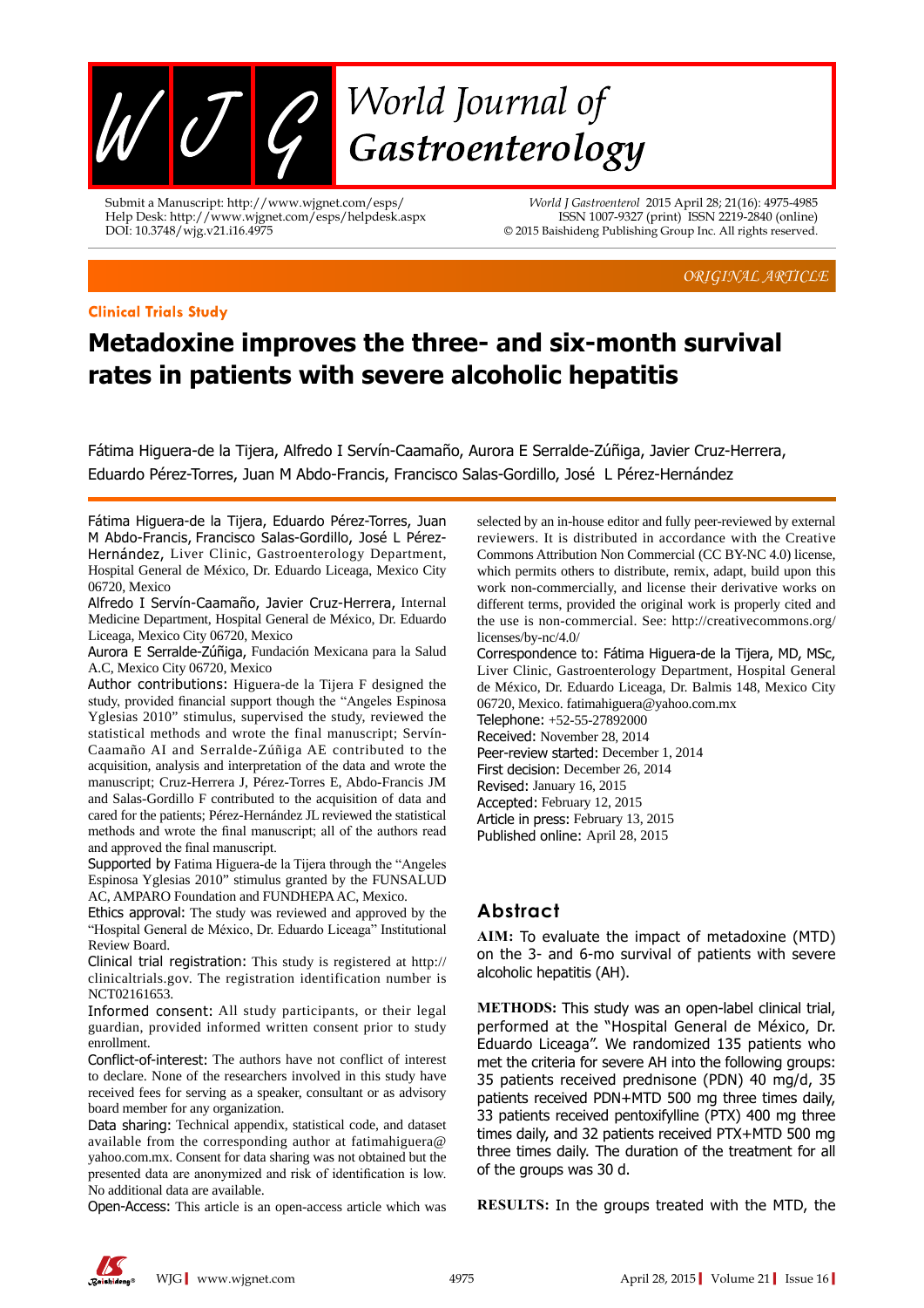ORIGINAL ARTICLE

**Clinical Trials Study**

# Metadoxine improves the three- and six-month survival rates in patients with severe alcoholic hepatitis

Fátima Higuera-de la Tijera, Alfredo I Servín-Caamaño, Aurora E Serralde-Zúñiga, Javier Cruz-Herrera, Eduardo Pérez-Torres, Juan M Abdo-Francis, Francisco Salas-Gordillo, José L Pérez-Hernández

Fátima Higuera-de la Tijera, Eduardo Pérez-Torres, Juan M Abdo-Francis, Francisco Salas-Gordillo, José L Pérez-Hernández, Liver Clinic, Gastroenterology Department, Hospital General de México, Dr. Eduardo Liceaga, Mexico City 06720, Mexico

Alfredo I Servín-Caamaño, Javier Cruz-Herrera, Internal Medicine Department, Hospital General de México, Dr. Eduardo Liceaga, Mexico City 06720, Mexico

Aurora E Serralde-Zúñiga, Fundación Mexicana para la Salud A.C, Mexico City 06720, Mexico

Author contributions: Higuera-de la Tijera F designed the study, provided financial support though the "Angeles Espinosa Yglesias 2010" stimulus, supervised the study, reviewed the statistical methods and wrote the final manuscript; Servín-Caamaño AI and Serralde-Zúñiga AE contributed to the acquisition, analysis and interpretation of the data and wrote the manuscript; Cruz-Herrera J, Pérez-Torres E, Abdo-Francis JM and Salas-Gordillo F contributed to the acquisition of data and cared for the patients; Pérez-Hernández JL reviewed the statistical methods and wrote the final manuscript; all of the authors read and approved the final manuscript.

Supported by Fatima Higuera-de la Tijera through the "Angeles Espinosa Yglesias 2010" stimulus granted by the FUNSALUD AC, AMPARO Foundation and FUNDHEPA AC, Mexico.

Ethics approval: The study was reviewed and approved by the "Hospital General de México, Dr. Eduardo Liceaga" Institutional Review Board.

Clinical trial registration: This study is registered at http://clinicaltrials.gov. The registration identification number is NCT02161653.

Informed consent: All study participants, or their legal guardian, provided informed written consent prior to study enrollment.

Conflict-of-interest: The authors have not conflict of interest to declare. None of the researchers involved in this study have received fees for serving as a speaker, consultant or as advisory board member for any organization.

Data sharing: Technical appendix, statistical code, and dataset available from the corresponding author at fatimahiguera@yahoo.com.mx. Consent for data sharing was not obtained but the presented data are anonymized and risk of identification is low. No additional data are available.

Open-Access: This article is an open-access article which was selected by an in-house editor and fully peer-reviewed by external reviewers. It is distributed in accordance with the Creative Commons Attribution Non Commercial (CC BY-NC 4.0) license, which permits others to distribute, remix, adapt, build upon this work non-commercially, and license their derivative works on different terms, provided the original work is properly cited and the use is non-commercial. See: http://creativecommons.org/licenses/by-nc/4.0/

Correspondence to: Fátima Higuera-de la Tijera, MD, MSc, Liver Clinic, Gastroenterology Department, Hospital General de México, Dr. Eduardo Liceaga, Dr. Balmis 148, Mexico City 06720, Mexico. fatimahiguera@yahoo.com.mx

Telephone: +52-55-27892000

Received: November 28, 2014

Peer-review started: December 1, 2014

First decision: December 26, 2014

Revised: January 16, 2015

Accepted: February 12, 2015

Article in press: February 13, 2015

Published online: April 28, 2015

## Abstract

**AIM:** To evaluate the impact of metadoxine (MTD) on the 3- and 6-mo survival of patients with severe alcoholic hepatitis (AH).

**METHODS:** This study was an open-label clinical trial, performed at the "Hospital General de México, Dr. Eduardo Liceaga". We randomized 135 patients who met the criteria for severe AH into the following groups: 35 patients received prednisone (PDN) 40 mg/d, 35 patients received PDN+MTD 500 mg three times daily, 33 patients received pentoxifylline (PTX) 400 mg three times daily, and 32 patients received PTX+MTD 500 mg three times daily. The duration of the treatment for all of the groups was 30 d.

**RESULTS:** In the groups treated with the MTD, the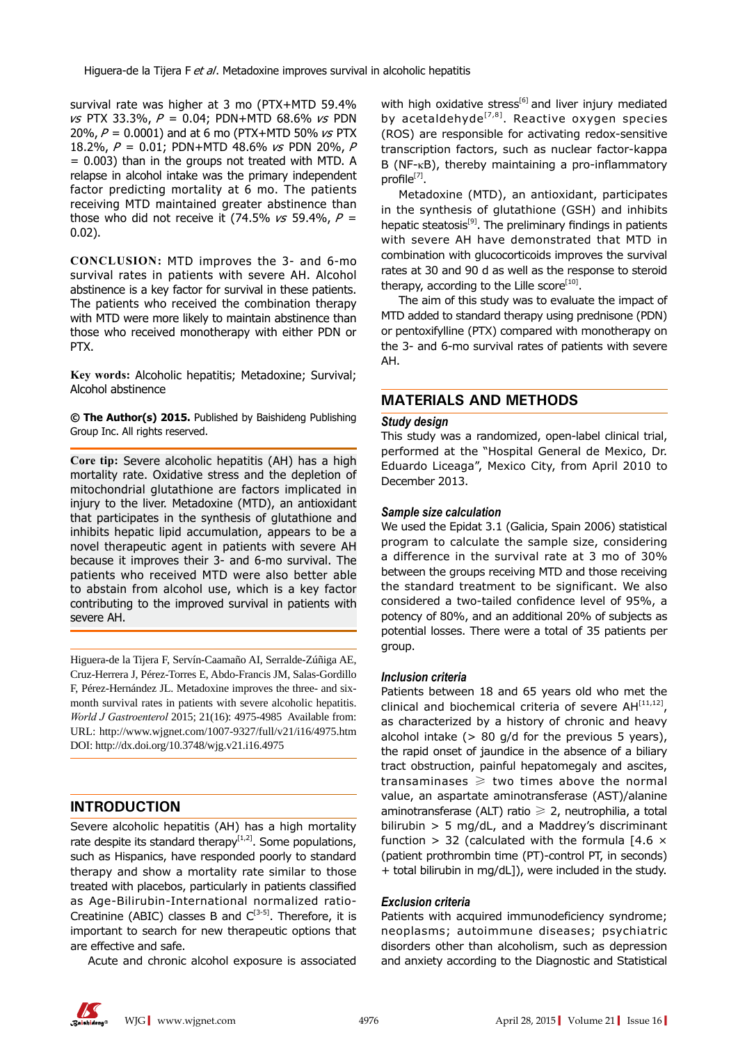survival rate was higher at 3 mo (PTX+MTD 59.4% *vs* PTX 33.3%, *P* = 0.04; PDN+MTD 68.6% *vs* PDN 20%, *P* = 0.0001) and at 6 mo (PTX+MTD 50% *vs* PTX 18.2%, *P* = 0.01; PDN+MTD 48.6% *vs* PDN 20%, *P* = 0.003) than in the groups not treated with MTD. A relapse in alcohol intake was the primary independent factor predicting mortality at 6 mo. The patients receiving MTD maintained greater abstinence than those who did not receive it (74.5% *vs* 59.4%, *P* = 0.02).

**CONCLUSION:** MTD improves the 3- and 6-mo survival rates in patients with severe AH. Alcohol abstinence is a key factor for survival in these patients. The patients who received the combination therapy with MTD were more likely to maintain abstinence than those who received monotherapy with either PDN or PTX.

**Key words:** Alcoholic hepatitis; Metadoxine; Survival; Alcohol abstinence

**© The Author(s) 2015.** Published by Baishideng Publishing Group Inc. All rights reserved.

**Core tip:** Severe alcoholic hepatitis (AH) has a high mortality rate. Oxidative stress and the depletion of mitochondrial glutathione are factors implicated in injury to the liver. Metadoxine (MTD), an antioxidant that participates in the synthesis of glutathione and inhibits hepatic lipid accumulation, appears to be a novel therapeutic agent in patients with severe AH because it improves their 3- and 6-mo survival. The patients who received MTD were also better able to abstain from alcohol use, which is a key factor contributing to the improved survival in patients with severe AH.

Higuera-de la Tijera F, Servín-Caamaño AI, Serralde-Zúñiga AE, Cruz-Herrera J, Pérez-Torres E, Abdo-Francis JM, Salas-Gordillo F, Pérez-Hernández JL. Metadoxine improves the three- and six-month survival rates in patients with severe alcoholic hepatitis. *World J Gastroenterol* 2015; 21(16): 4975-4985 Available from: URL: http://www.wjgnet.com/1007-9327/full/v21/i16/4975.htm DOI: http://dx.doi.org/10.3748/wjg.v21.i16.4975

## INTRODUCTION

Severe alcoholic hepatitis (AH) has a high mortality rate despite its standard therapy[1,2]. Some populations, such as Hispanics, have responded poorly to standard therapy and show a mortality rate similar to those treated with placebos, particularly in patients classified as Age-Bilirubin-International normalized ratio-Creatinine (ABIC) classes B and C[3-5]. Therefore, it is important to search for new therapeutic options that are effective and safe.

Acute and chronic alcohol exposure is associated with high oxidative stress[6] and liver injury mediated by acetaldehyde[7,8]. Reactive oxygen species (ROS) are responsible for activating redox-sensitive transcription factors, such as nuclear factor-kappa B (NF-κB), thereby maintaining a pro-inflammatory profile[7].

Metadoxine (MTD), an antioxidant, participates in the synthesis of glutathione (GSH) and inhibits hepatic steatosis[9]. The preliminary findings in patients with severe AH have demonstrated that MTD in combination with glucocorticoids improves the survival rates at 30 and 90 d as well as the response to steroid therapy, according to the Lille score[10].

The aim of this study was to evaluate the impact of MTD added to standard therapy using prednisone (PDN) or pentoxifylline (PTX) compared with monotherapy on the 3- and 6-mo survival rates of patients with severe AH.

## MATERIALS AND METHODS

### Study design

This study was a randomized, open-label clinical trial, performed at the "Hospital General de Mexico, Dr. Eduardo Liceaga", Mexico City, from April 2010 to December 2013.

### Sample size calculation

We used the Epidat 3.1 (Galicia, Spain 2006) statistical program to calculate the sample size, considering a difference in the survival rate at 3 mo of 30% between the groups receiving MTD and those receiving the standard treatment to be significant. We also considered a two-tailed confidence level of 95%, a potency of 80%, and an additional 20% of subjects as potential losses. There were a total of 35 patients per group.

### Inclusion criteria

Patients between 18 and 65 years old who met the clinical and biochemical criteria of severe AH[11,12], as characterized by a history of chronic and heavy alcohol intake (> 80 g/d for the previous 5 years), the rapid onset of jaundice in the absence of a biliary tract obstruction, painful hepatomegaly and ascites, transaminases ≥ two times above the normal value, an aspartate aminotransferase (AST)/alanine aminotransferase (ALT) ratio ≥ 2, neutrophilia, a total bilirubin > 5 mg/dL, and a Maddrey's discriminant function > 32 (calculated with the formula [4.6 × (patient prothrombin time (PT)-control PT, in seconds) + total bilirubin in mg/dL]), were included in the study.

### Exclusion criteria

Patients with acquired immunodeficiency syndrome; neoplasms; autoimmune diseases; psychiatric disorders other than alcoholism, such as depression and anxiety according to the Diagnostic and Statistical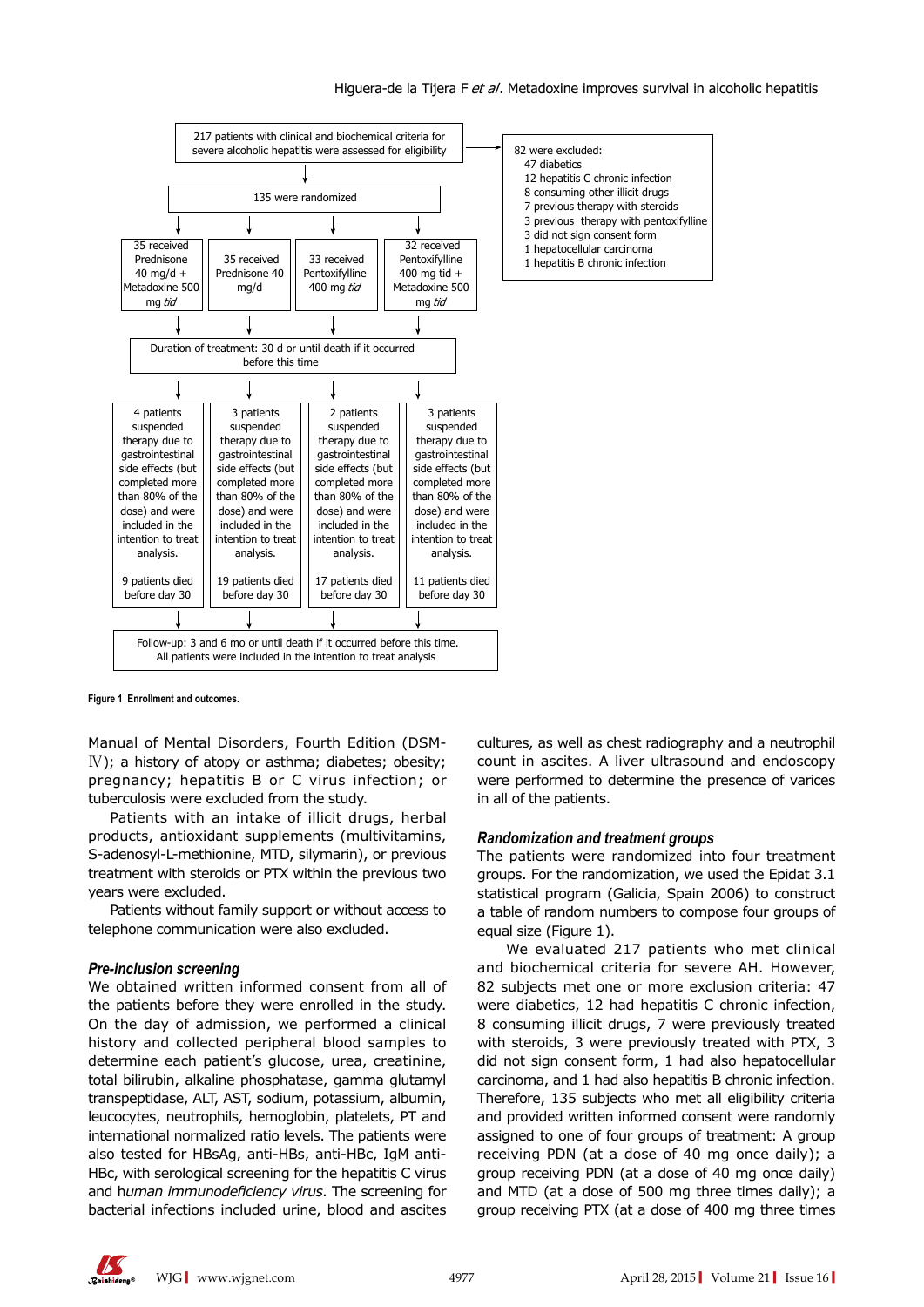217 patients with clinical and biochemical criteria for severe alcoholic hepatitis were assessed for eligibility

82 were excluded:
- 47 diabetics
- 12 hepatitis C chronic infection
- 8 consuming other illicit drugs
- 7 previous therapy with steroids
- 3 previous therapy with pentoxifylline
- 3 did not sign consent form
- 1 hepatocellular carcinoma
- 1 hepatitis B chronic infection

135 were randomized

| 35 received Prednisone 40 mg/d + Metadoxine 500 mg *tid* | 35 received Prednisone 40 mg/d | 33 received Pentoxifylline 400 mg *tid* | 32 received Pentoxifylline 400 mg tid + Metadoxine 500 mg *tid* |
|---|---|---|---|

Duration of treatment: 30 d or until death if it occurred before this time

| 4 patients suspended therapy due to gastrointestinal side effects (but completed more than 80% of the dose) and were included in the intention to treat analysis. | 3 patients suspended therapy due to gastrointestinal side effects (but completed more than 80% of the dose) and were included in the intention to treat analysis. | 2 patients suspended therapy due to gastrointestinal side effects (but completed more than 80% of the dose) and were included in the intention to treat analysis. | 3 patients suspended therapy due to gastrointestinal side effects (but completed more than 80% of the dose) and were included in the intention to treat analysis. |
|---|---|---|---|
| 9 patients died before day 30 | 19 patients died before day 30 | 17 patients died before day 30 | 11 patients died before day 30 |

Follow-up: 3 and 6 mo or until death if it occurred before this time. All patients were included in the intention to treat analysis

**Figure 1 Enrollment and outcomes.**

Manual of Mental Disorders, Fourth Edition (DSM-Ⅳ); a history of atopy or asthma; diabetes; obesity; pregnancy; hepatitis B or C virus infection; or tuberculosis were excluded from the study.

Patients with an intake of illicit drugs, herbal products, antioxidant supplements (multivitamins, S-adenosyl-L-methionine, MTD, silymarin), or previous treatment with steroids or PTX within the previous two years were excluded.

Patients without family support or without access to telephone communication were also excluded.

### *Pre-inclusion screening*

We obtained written informed consent from all of the patients before they were enrolled in the study. On the day of admission, we performed a clinical history and collected peripheral blood samples to determine each patient's glucose, urea, creatinine, total bilirubin, alkaline phosphatase, gamma glutamyl transpeptidase, ALT, AST, sodium, potassium, albumin, leucocytes, neutrophils, hemoglobin, platelets, PT and international normalized ratio levels. The patients were also tested for HBsAg, anti-HBs, anti-HBc, IgM anti-HBc, with serological screening for the hepatitis C virus and *human immunodeficiency virus*. The screening for bacterial infections included urine, blood and ascites cultures, as well as chest radiography and a neutrophil count in ascites. A liver ultrasound and endoscopy were performed to determine the presence of varices in all of the patients.

### *Randomization and treatment groups*

The patients were randomized into four treatment groups. For the randomization, we used the Epidat 3.1 statistical program (Galicia, Spain 2006) to construct a table of random numbers to compose four groups of equal size (Figure 1).

We evaluated 217 patients who met clinical and biochemical criteria for severe AH. However, 82 subjects met one or more exclusion criteria: 47 were diabetics, 12 had hepatitis C chronic infection, 8 consuming illicit drugs, 7 were previously treated with steroids, 3 were previously treated with PTX, 3 did not sign consent form, 1 had also hepatocellular carcinoma, and 1 had also hepatitis B chronic infection. Therefore, 135 subjects who met all eligibility criteria and provided written informed consent were randomly assigned to one of four groups of treatment: A group receiving PDN (at a dose of 40 mg once daily); a group receiving PDN (at a dose of 40 mg once daily) and MTD (at a dose of 500 mg three times daily); a group receiving PTX (at a dose of 400 mg three times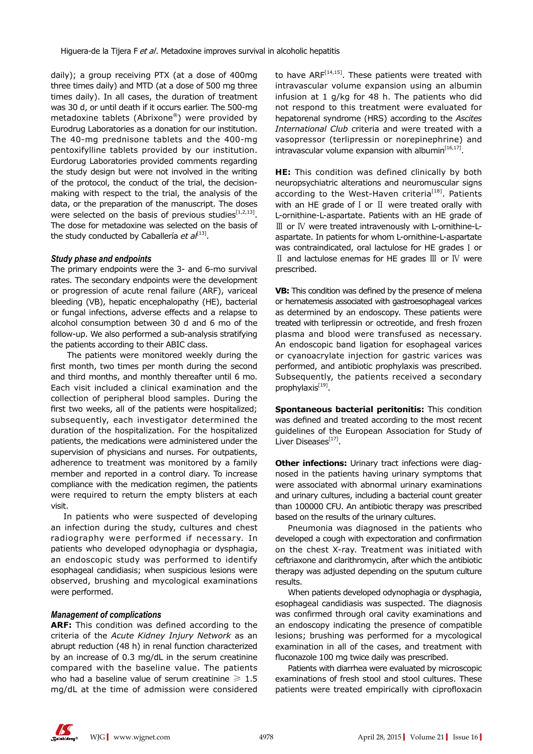daily); a group receiving PTX (at a dose of 400mg three times daily) and MTD (at a dose of 500 mg three times daily). In all cases, the duration of treatment was 30 d, or until death if it occurs earlier. The 500-mg metadoxine tablets (Abrixone®) were provided by Eurodrug Laboratories as a donation for our institution. The 40-mg prednisone tablets and the 400-mg pentoxifylline tablets provided by our institution. Eurdorug Laboratories provided comments regarding the study design but were not involved in the writing of the protocol, the conduct of the trial, the decision-making with respect to the trial, the analysis of the data, or the preparation of the manuscript. The doses were selected on the basis of previous studies[1,2,13]. The dose for metadoxine was selected on the basis of the study conducted by Caballería *et al*[13].

### Study phase and endpoints

The primary endpoints were the 3- and 6-mo survival rates. The secondary endpoints were the development or progression of acute renal failure (ARF), variceal bleeding (VB), hepatic encephalopathy (HE), bacterial or fungal infections, adverse effects and a relapse to alcohol consumption between 30 d and 6 mo of the follow-up. We also performed a sub-analysis stratifying the patients according to their ABIC class.

The patients were monitored weekly during the first month, two times per month during the second and third months, and monthly thereafter until 6 mo. Each visit included a clinical examination and the collection of peripheral blood samples. During the first two weeks, all of the patients were hospitalized; subsequently, each investigator determined the duration of the hospitalization. For the hospitalized patients, the medications were administered under the supervision of physicians and nurses. For outpatients, adherence to treatment was monitored by a family member and reported in a control diary. To increase compliance with the medication regimen, the patients were required to return the empty blisters at each visit.

In patients who were suspected of developing an infection during the study, cultures and chest radiography were performed if necessary. In patients who developed odynophagia or dysphagia, an endoscopic study was performed to identify esophageal candidiasis; when suspicious lesions were observed, brushing and mycological examinations were performed.

### Management of complications

**ARF:** This condition was defined according to the criteria of the *Acute Kidney Injury Network* as an abrupt reduction (48 h) in renal function characterized by an increase of 0.3 mg/dL in the serum creatinine compared with the baseline value. The patients who had a baseline value of serum creatinine $\geq$ 1.5 mg/dL at the time of admission were considered to have ARF[14,15]. These patients were treated with intravascular volume expansion using an albumin infusion at 1 g/kg for 48 h. The patients who did not respond to this treatment were evaluated for hepatorenal syndrome (HRS) according to the *Ascites International Club* criteria and were treated with a vasopressor (terlipressin or norepinephrine) and intravascular volume expansion with albumin[16,17].

**HE:** This condition was defined clinically by both neuropsychiatric alterations and neuromuscular signs according to the West-Haven criteria[18]. Patients with an HE grade of Ⅰ or Ⅱ were treated orally with L-ornithine-L-aspartate. Patients with an HE grade of Ⅲ or Ⅳ were treated intravenously with L-ornithine-L-aspartate. In patients for whom L-ornithine-L-aspartate was contraindicated, oral lactulose for HE grades Ⅰ or Ⅱ and lactulose enemas for HE grades Ⅲ or Ⅳ were prescribed.

**VB:** This condition was defined by the presence of melena or hematemesis associated with gastroesophageal varices as determined by an endoscopy. These patients were treated with terlipressin or octreotide, and fresh frozen plasma and blood were transfused as necessary. An endoscopic band ligation for esophageal varices or cyanoacrylate injection for gastric varices was performed, and antibiotic prophylaxis was prescribed. Subsequently, the patients received a secondary prophylaxis[19].

**Spontaneous bacterial peritonitis:** This condition was defined and treated according to the most recent guidelines of the European Association for Study of Liver Diseases[17].

**Other infections:** Urinary tract infections were diagnosed in the patients having urinary symptoms that were associated with abnormal urinary examinations and urinary cultures, including a bacterial count greater than 100000 CFU. An antibiotic therapy was prescribed based on the results of the urinary cultures.

Pneumonia was diagnosed in the patients who developed a cough with expectoration and confirmation on the chest X-ray. Treatment was initiated with ceftriaxone and clarithromycin, after which the antibiotic therapy was adjusted depending on the sputum culture results.

When patients developed odynophagia or dysphagia, esophageal candidiasis was suspected. The diagnosis was confirmed through oral cavity examinations and an endoscopy indicating the presence of compatible lesions; brushing was performed for a mycological examination in all of the cases, and treatment with fluconazole 100 mg twice daily was prescribed.

Patients with diarrhea were evaluated by microscopic examinations of fresh stool and stool cultures. These patients were treated empirically with ciprofloxacin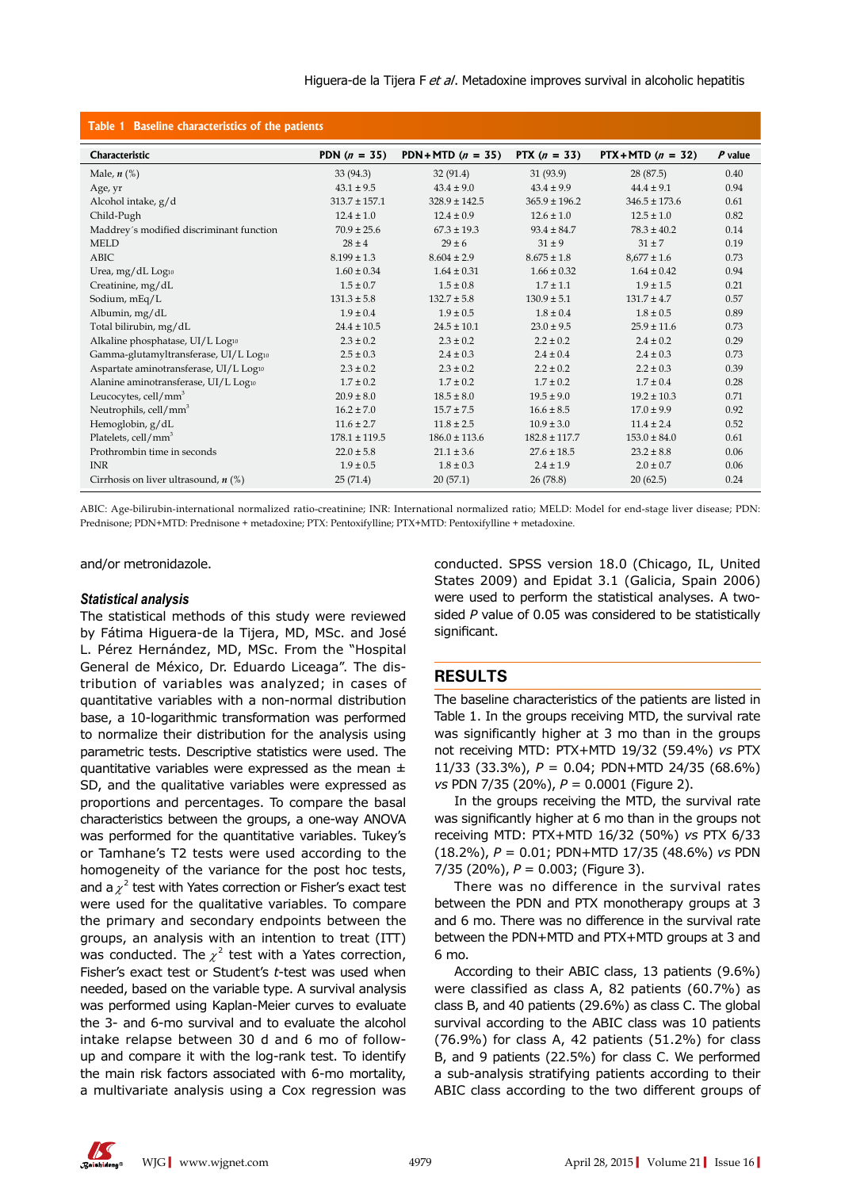**Table 1 Baseline characteristics of the patients**

| Characteristic | PDN ($n$ = 35) | PDN+MTD ($n$ = 35) | PTX ($n$ = 33) | PTX+MTD ($n$ = 32) | $P$ value |
|---|---|---|---|---|---|
| Male, $n$ (%) | 33 (94.3) | 32 (91.4) | 31 (93.9) | 28 (87.5) | 0.40 |
| Age, yr | 43.1 ± 9.5 | 43.4 ± 9.0 | 43.4 ± 9.9 | 44.4 ± 9.1 | 0.94 |
| Alcohol intake, g/d | 313.7 ± 157.1 | 328.9 ± 142.5 | 365.9 ± 196.2 | 346.5 ± 173.6 | 0.61 |
| Child-Pugh | 12.4 ± 1.0 | 12.4 ± 0.9 | 12.6 ± 1.0 | 12.5 ± 1.0 | 0.82 |
| Maddrey´s modified discriminant function | 70.9 ± 25.6 | 67.3 ± 19.3 | 93.4 ± 84.7 | 78.3 ± 40.2 | 0.14 |
| MELD | 28 ± 4 | 29 ± 6 | 31 ± 9 | 31 ± 7 | 0.19 |
| ABIC | 8.199 ± 1.3 | 8.604 ± 2.9 | 8.675 ± 1.8 | 8,677 ± 1.6 | 0.73 |
| Urea, mg/dL $Log_{10}$ | 1.60 ± 0.34 | 1.64 ± 0.31 | 1.66 ± 0.32 | 1.64 ± 0.42 | 0.94 |
| Creatinine, mg/dL | 1.5 ± 0.7 | 1.5 ± 0.8 | 1.7 ± 1.1 | 1.9 ± 1.5 | 0.21 |
| Sodium, mEq/L | 131.3 ± 5.8 | 132.7 ± 5.8 | 130.9 ± 5.1 | 131.7 ± 4.7 | 0.57 |
| Albumin, mg/dL | 1.9 ± 0.4 | 1.9 ± 0.5 | 1.8 ± 0.4 | 1.8 ± 0.5 | 0.89 |
| Total bilirubin, mg/dL | 24.4 ± 10.5 | 24.5 ± 10.1 | 23.0 ± 9.5 | 25.9 ± 11.6 | 0.73 |
| Alkaline phosphatase, UI/L $Log_{10}$ | 2.3 ± 0.2 | 2.3 ± 0.2 | 2.2 ± 0.2 | 2.4 ± 0.2 | 0.29 |
| Gamma-glutamyltransferase, UI/L $Log_{10}$ | 2.5 ± 0.3 | 2.4 ± 0.3 | 2.4 ± 0.4 | 2.4 ± 0.3 | 0.73 |
| Aspartate aminotransferase, UI/L $Log_{10}$ | 2.3 ± 0.2 | 2.3 ± 0.2 | 2.2 ± 0.2 | 2.2 ± 0.3 | 0.39 |
| Alanine aminotransferase, UI/L $Log_{10}$ | 1.7 ± 0.2 | 1.7 ± 0.2 | 1.7 ± 0.2 | 1.7 ± 0.4 | 0.28 |
| Leucocytes, cell/$mm^3$ | 20.9 ± 8.0 | 18.5 ± 8.0 | 19.5 ± 9.0 | 19.2 ± 10.3 | 0.71 |
| Neutrophils, cell/$mm^3$ | 16.2 ± 7.0 | 15.7 ± 7.5 | 16.6 ± 8.5 | 17.0 ± 9.9 | 0.92 |
| Hemoglobin, g/dL | 11.6 ± 2.7 | 11.8 ± 2.5 | 10.9 ± 3.0 | 11.4 ± 2.4 | 0.52 |
| Platelets, cell/$mm^3$ | 178.1 ± 119.5 | 186.0 ± 113.6 | 182.8 ± 117.7 | 153.0 ± 84.0 | 0.61 |
| Prothrombin time in seconds | 22.0 ± 5.8 | 21.1 ± 3.6 | 27.6 ± 18.5 | 23.2 ± 8.8 | 0.06 |
| INR | 1.9 ± 0.5 | 1.8 ± 0.3 | 2.4 ± 1.9 | 2.0 ± 0.7 | 0.06 |
| Cirrhosis on liver ultrasound, $n$ (%) | 25 (71.4) | 20 (57.1) | 26 (78.8) | 20 (62.5) | 0.24 |

ABIC: Age-bilirubin-international normalized ratio-creatinine; INR: International normalized ratio; MELD: Model for end-stage liver disease; PDN: Prednisone; PDN+MTD: Prednisone + metadoxine; PTX: Pentoxifylline; PTX+MTD: Pentoxifylline + metadoxine.

and/or metronidazole.

### *Statistical analysis*

The statistical methods of this study were reviewed by Fátima Higuera-de la Tijera, MD, MSc. and José L. Pérez Hernández, MD, MSc. From the "Hospital General de México, Dr. Eduardo Liceaga". The distribution of variables was analyzed; in cases of quantitative variables with a non-normal distribution base, a 10-logarithmic transformation was performed to normalize their distribution for the analysis using parametric tests. Descriptive statistics were used. The quantitative variables were expressed as the mean ± SD, and the qualitative variables were expressed as proportions and percentages. To compare the basal characteristics between the groups, a one-way ANOVA was performed for the quantitative variables. Tukey's or Tamhane's T2 tests were used according to the homogeneity of the variance for the post hoc tests, and a $\chi^2$ test with Yates correction or Fisher's exact test were used for the qualitative variables. To compare the primary and secondary endpoints between the groups, an analysis with an intention to treat (ITT) was conducted. The $\chi^2$ test with a Yates correction, Fisher's exact test or Student's $t$-test was used when needed, based on the variable type. A survival analysis was performed using Kaplan-Meier curves to evaluate the 3- and 6-mo survival and to evaluate the alcohol intake relapse between 30 d and 6 mo of follow-up and compare it with the log-rank test. To identify the main risk factors associated with 6-mo mortality, a multivariate analysis using a Cox regression was conducted. SPSS version 18.0 (Chicago, IL, United States 2009) and Epidat 3.1 (Galicia, Spain 2006) were used to perform the statistical analyses. A two-sided $P$ value of 0.05 was considered to be statistically significant.

## RESULTS

The baseline characteristics of the patients are listed in Table 1. In the groups receiving MTD, the survival rate was significantly higher at 3 mo than in the groups not receiving MTD: PTX+MTD 19/32 (59.4%) *vs* PTX 11/33 (33.3%), $P$ = 0.04; PDN+MTD 24/35 (68.6%) *vs* PDN 7/35 (20%), $P$ = 0.0001 (Figure 2).

In the groups receiving the MTD, the survival rate was significantly higher at 6 mo than in the groups not receiving MTD: PTX+MTD 16/32 (50%) *vs* PTX 6/33 (18.2%), $P$ = 0.01; PDN+MTD 17/35 (48.6%) *vs* PDN 7/35 (20%), $P$ = 0.003; (Figure 3).

There was no difference in the survival rates between the PDN and PTX monotherapy groups at 3 and 6 mo. There was no difference in the survival rate between the PDN+MTD and PTX+MTD groups at 3 and 6 mo.

According to their ABIC class, 13 patients (9.6%) were classified as class A, 82 patients (60.7%) as class B, and 40 patients (29.6%) as class C. The global survival according to the ABIC class was 10 patients (76.9%) for class A, 42 patients (51.2%) for class B, and 9 patients (22.5%) for class C. We performed a sub-analysis stratifying patients according to their ABIC class according to the two different groups of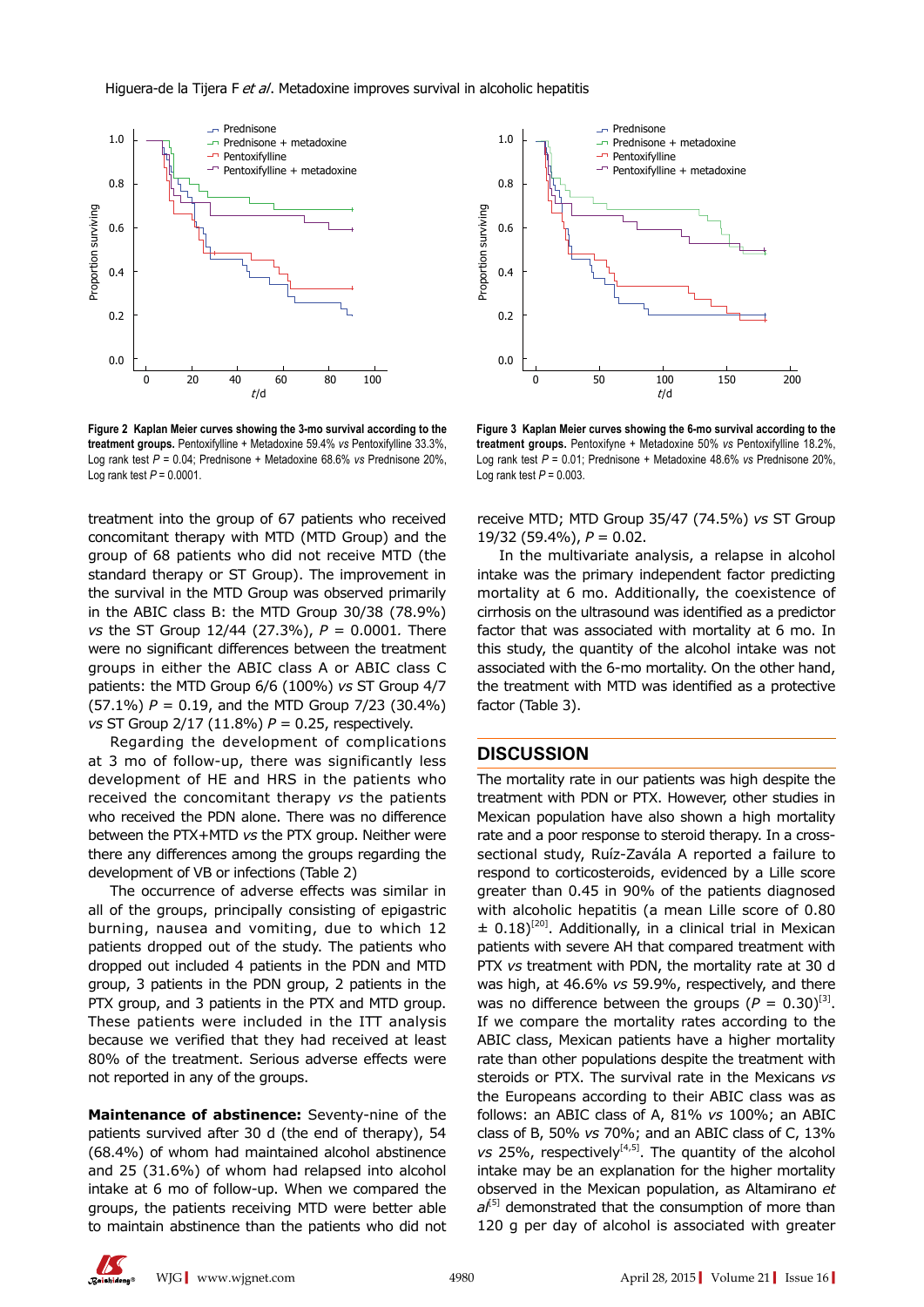**Figure 2 Kaplan Meier curves showing the 3-mo survival according to the treatment groups.** Pentoxifylline + Metadoxine 59.4% *vs* Pentoxifylline 33.3%, Log rank test $P = 0.04$; Prednisone + Metadoxine 68.6% *vs* Prednisone 20%, Log rank test $P = 0.0001$.

**Figure 3 Kaplan Meier curves showing the 6-mo survival according to the treatment groups.** Pentoxifyne + Metadoxine 50% *vs* Pentoxifylline 18.2%, Log rank test $P = 0.01$; Prednisone + Metadoxine 48.6% *vs* Prednisone 20%, Log rank test $P = 0.003$.

treatment into the group of 67 patients who received concomitant therapy with MTD (MTD Group) and the group of 68 patients who did not receive MTD (the standard therapy or ST Group). The improvement in the survival in the MTD Group was observed primarily in the ABIC class B: the MTD Group 30/38 (78.9%) *vs* the ST Group 12/44 (27.3%), $P = 0.0001$. There were no significant differences between the treatment groups in either the ABIC class A or ABIC class C patients: the MTD Group 6/6 (100%) *vs* ST Group 4/7 (57.1%) $P = 0.19$, and the MTD Group 7/23 (30.4%) *vs* ST Group 2/17 (11.8%) $P = 0.25$, respectively.

Regarding the development of complications at 3 mo of follow-up, there was significantly less development of HE and HRS in the patients who received the concomitant therapy *vs* the patients who received the PDN alone. There was no difference between the PTX+MTD *vs* the PTX group. Neither were there any differences among the groups regarding the development of VB or infections (Table 2)

The occurrence of adverse effects was similar in all of the groups, principally consisting of epigastric burning, nausea and vomiting, due to which 12 patients dropped out of the study. The patients who dropped out included 4 patients in the PDN and MTD group, 3 patients in the PDN group, 2 patients in the PTX group, and 3 patients in the PTX and MTD group. These patients were included in the ITT analysis because we verified that they had received at least 80% of the treatment. Serious adverse effects were not reported in any of the groups.

**Maintenance of abstinence:** Seventy-nine of the patients survived after 30 d (the end of therapy), 54 (68.4%) of whom had maintained alcohol abstinence and 25 (31.6%) of whom had relapsed into alcohol intake at 6 mo of follow-up. When we compared the groups, the patients receiving MTD were better able to maintain abstinence than the patients who did not receive MTD; MTD Group 35/47 (74.5%) *vs* ST Group 19/32 (59.4%), $P = 0.02$.

In the multivariate analysis, a relapse in alcohol intake was the primary independent factor predicting mortality at 6 mo. Additionally, the coexistence of cirrhosis on the ultrasound was identified as a predictor factor that was associated with mortality at 6 mo. In this study, the quantity of the alcohol intake was not associated with the 6-mo mortality. On the other hand, the treatment with MTD was identified as a protective factor (Table 3).

## DISCUSSION

The mortality rate in our patients was high despite the treatment with PDN or PTX. However, other studies in Mexican population have also shown a high mortality rate and a poor response to steroid therapy. In a cross-sectional study, Ruíz-Zavála A reported a failure to respond to corticosteroids, evidenced by a Lille score greater than 0.45 in 90% of the patients diagnosed with alcoholic hepatitis (a mean Lille score of 0.80 ± 0.18)[20]. Additionally, in a clinical trial in Mexican patients with severe AH that compared treatment with PTX *vs* treatment with PDN, the mortality rate at 30 d was high, at 46.6% *vs* 59.9%, respectively, and there was no difference between the groups ($P = 0.30$)[3]. If we compare the mortality rates according to the ABIC class, Mexican patients have a higher mortality rate than other populations despite the treatment with steroids or PTX. The survival rate in the Mexicans *vs* the Europeans according to their ABIC class was as follows: an ABIC class of A, 81% *vs* 100%; an ABIC class of B, 50% *vs* 70%; and an ABIC class of C, 13% *vs* 25%, respectively[4,5]. The quantity of the alcohol intake may be an explanation for the higher mortality observed in the Mexican population, as Altamirano *et al*[5] demonstrated that the consumption of more than 120 g per day of alcohol is associated with greater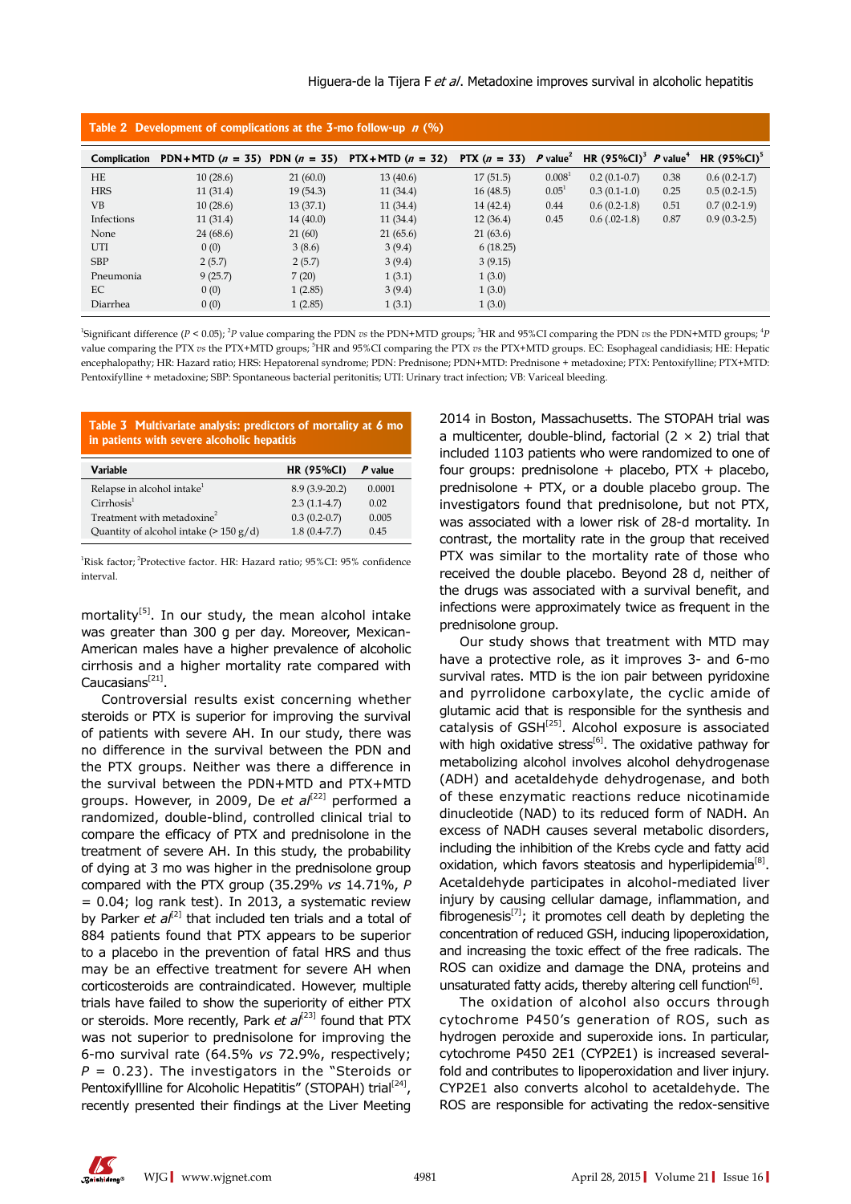**Table 2 Development of complications at the 3-mo follow-up $n$ (%)**

| Complication | PDN+MTD ($n$ = 35) | PDN ($n$ = 35) | PTX+MTD ($n$ = 32) | PTX ($n$ = 33) | $P$ value[2] | HR (95%CI)[3] | $P$ value[4] | HR (95%CI)[5] |
|---|---|---|---|---|---|---|---|---|
| HE | 10 (28.6) | 21 (60.0) | 13 (40.6) | 17 (51.5) | 0.008[1] | 0.2 (0.1-0.7) | 0.38 | 0.6 (0.2-1.7) |
| HRS | 11 (31.4) | 19 (54.3) | 11 (34.4) | 16 (48.5) | 0.05[1] | 0.3 (0.1-1.0) | 0.25 | 0.5 (0.2-1.5) |
| VB | 10 (28.6) | 13 (37.1) | 11 (34.4) | 14 (42.4) | 0.44 | 0.6 (0.2-1.8) | 0.51 | 0.7 (0.2-1.9) |
| Infections | 11 (31.4) | 14 (40.0) | 11 (34.4) | 12 (36.4) | 0.45 | 0.6 (.02-1.8) | 0.87 | 0.9 (0.3-2.5) |
| None | 24 (68.6) | 21 (60) | 21 (65.6) | 21 (63.6) | | | | |
| UTI | 0 (0) | 3 (8.6) | 3 (9.4) | 6 (18.25) | | | | |
| SBP | 2 (5.7) | 2 (5.7) | 3 (9.4) | 3 (9.15) | | | | |
| Pneumonia | 9 (25.7) | 7 (20) | 1 (3.1) | 1 (3.0) | | | | |
| EC | 0 (0) | 1 (2.85) | 3 (9.4) | 1 (3.0) | | | | |
| Diarrhea | 0 (0) | 1 (2.85) | 1 (3.1) | 1 (3.0) | | | | |

[1]Significant difference ($P$ < 0.05); [2]$P$ value comparing the PDN *vs* the PDN+MTD groups; [3]HR and 95%CI comparing the PDN *vs* the PDN+MTD groups; [4]$P$ value comparing the PTX *vs* the PTX+MTD groups; [5]HR and 95%CI comparing the PTX *vs* the PTX+MTD groups. EC: Esophageal candidiasis; HE: Hepatic encephalopathy; HR: Hazard ratio; HRS: Hepatorenal syndrome; PDN: Prednisone; PDN+MTD: Prednisone + metadoxine; PTX: Pentoxifylline; PTX+MTD: Pentoxifylline + metadoxine; SBP: Spontaneous bacterial peritonitis; UTI: Urinary tract infection; VB: Variceal bleeding.

**Table 3 Multivariate analysis: predictors of mortality at 6 mo in patients with severe alcoholic hepatitis**

| Variable | HR (95%CI) | $P$ value |
|---|---|---|
| Relapse in alcohol intake[1] | 8.9 (3.9-20.2) | 0.0001 |
| Cirrhosis[1] | 2.3 (1.1-4.7) | 0.02 |
| Treatment with metadoxine[2] | 0.3 (0.2-0.7) | 0.005 |
| Quantity of alcohol intake (> 150 g/d) | 1.8 (0.4-7.7) | 0.45 |

[1]Risk factor; [2]Protective factor. HR: Hazard ratio; 95%CI: 95% confidence interval.

mortality[5]. In our study, the mean alcohol intake was greater than 300 g per day. Moreover, Mexican-American males have a higher prevalence of alcoholic cirrhosis and a higher mortality rate compared with Caucasians[21].

Controversial results exist concerning whether steroids or PTX is superior for improving the survival of patients with severe AH. In our study, there was no difference in the survival between the PDN and the PTX groups. Neither was there a difference in the survival between the PDN+MTD and PTX+MTD groups. However, in 2009, De *et al*[22] performed a randomized, double-blind, controlled clinical trial to compare the efficacy of PTX and prednisolone in the treatment of severe AH. In this study, the probability of dying at 3 mo was higher in the prednisolone group compared with the PTX group (35.29% *vs* 14.71%, $P$ = 0.04; log rank test). In 2013, a systematic review by Parker *et al*[2] that included ten trials and a total of 884 patients found that PTX appears to be superior to a placebo in the prevention of fatal HRS and thus may be an effective treatment for severe AH when corticosteroids are contraindicated. However, multiple trials have failed to show the superiority of either PTX or steroids. More recently, Park *et al*[23] found that PTX was not superior to prednisolone for improving the 6-mo survival rate (64.5% *vs* 72.9%, respectively; $P$ = 0.23). The investigators in the "Steroids or Pentoxifyllline for Alcoholic Hepatitis" (STOPAH) trial[24], recently presented their findings at the Liver Meeting 2014 in Boston, Massachusetts. The STOPAH trial was a multicenter, double-blind, factorial (2 × 2) trial that included 1103 patients who were randomized to one of four groups: prednisolone + placebo, PTX + placebo, prednisolone + PTX, or a double placebo group. The investigators found that prednisolone, but not PTX, was associated with a lower risk of 28-d mortality. In contrast, the mortality rate in the group that received PTX was similar to the mortality rate of those who received the double placebo. Beyond 28 d, neither of the drugs was associated with a survival benefit, and infections were approximately twice as frequent in the prednisolone group.

Our study shows that treatment with MTD may have a protective role, as it improves 3- and 6-mo survival rates. MTD is the ion pair between pyridoxine and pyrrolidone carboxylate, the cyclic amide of glutamic acid that is responsible for the synthesis and catalysis of GSH[25]. Alcohol exposure is associated with high oxidative stress[6]. The oxidative pathway for metabolizing alcohol involves alcohol dehydrogenase (ADH) and acetaldehyde dehydrogenase, and both of these enzymatic reactions reduce nicotinamide dinucleotide (NAD) to its reduced form of NADH. An excess of NADH causes several metabolic disorders, including the inhibition of the Krebs cycle and fatty acid oxidation, which favors steatosis and hyperlipidemia[8]. Acetaldehyde participates in alcohol-mediated liver injury by causing cellular damage, inflammation, and fibrogenesis[7]; it promotes cell death by depleting the concentration of reduced GSH, inducing lipoperoxidation, and increasing the toxic effect of the free radicals. The ROS can oxidize and damage the DNA, proteins and unsaturated fatty acids, thereby altering cell function[6].

The oxidation of alcohol also occurs through cytochrome P450's generation of ROS, such as hydrogen peroxide and superoxide ions. In particular, cytochrome P450 2E1 (CYP2E1) is increased several-fold and contributes to lipoperoxidation and liver injury. CYP2E1 also converts alcohol to acetaldehyde. The ROS are responsible for activating the redox-sensitive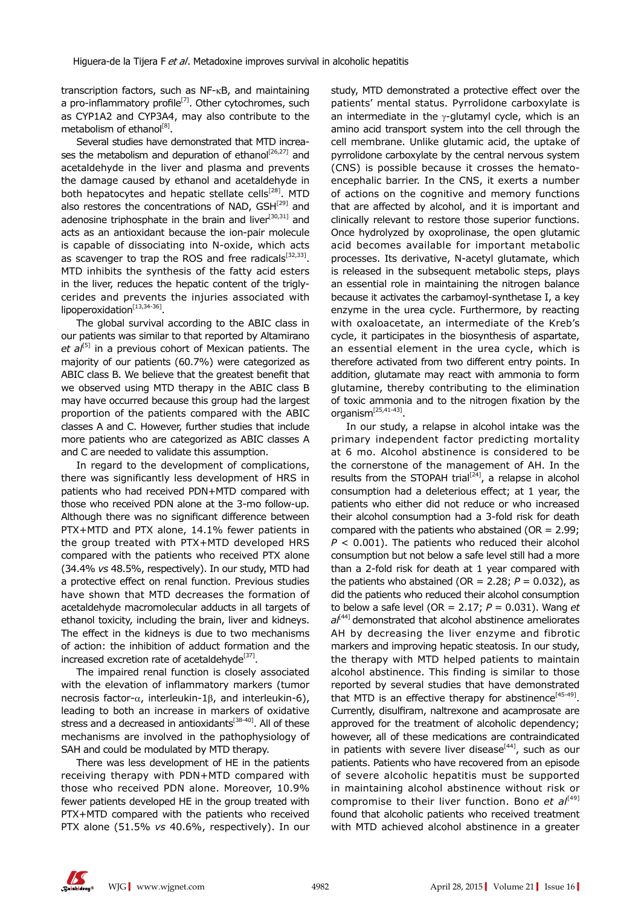transcription factors, such as NF-κB, and maintaining a pro-inflammatory profile[7]. Other cytochromes, such as CYP1A2 and CYP3A4, may also contribute to the metabolism of ethanol[8].

Several studies have demonstrated that MTD increases the metabolism and depuration of ethanol[26,27] and acetaldehyde in the liver and plasma and prevents the damage caused by ethanol and acetaldehyde in both hepatocytes and hepatic stellate cells[28]. MTD also restores the concentrations of NAD, GSH[29] and adenosine triphosphate in the brain and liver[30,31] and acts as an antioxidant because the ion-pair molecule is capable of dissociating into N-oxide, which acts as scavenger to trap the ROS and free radicals[32,33]. MTD inhibits the synthesis of the fatty acid esters in the liver, reduces the hepatic content of the triglycerides and prevents the injuries associated with lipoperoxidation[13,34-36].

The global survival according to the ABIC class in our patients was similar to that reported by Altamirano *et al*[5] in a previous cohort of Mexican patients. The majority of our patients (60.7%) were categorized as ABIC class B. We believe that the greatest benefit that we observed using MTD therapy in the ABIC class B may have occurred because this group had the largest proportion of the patients compared with the ABIC classes A and C. However, further studies that include more patients who are categorized as ABIC classes A and C are needed to validate this assumption.

In regard to the development of complications, there was significantly less development of HRS in patients who had received PDN+MTD compared with those who received PDN alone at the 3-mo follow-up. Although there was no significant difference between PTX+MTD and PTX alone, 14.1% fewer patients in the group treated with PTX+MTD developed HRS compared with the patients who received PTX alone (34.4% *vs* 48.5%, respectively). In our study, MTD had a protective effect on renal function. Previous studies have shown that MTD decreases the formation of acetaldehyde macromolecular adducts in all targets of ethanol toxicity, including the brain, liver and kidneys. The effect in the kidneys is due to two mechanisms of action: the inhibition of adduct formation and the increased excretion rate of acetaldehyde[37].

The impaired renal function is closely associated with the elevation of inflammatory markers (tumor necrosis factor-α, interleukin-1β, and interleukin-6), leading to both an increase in markers of oxidative stress and a decreased in antioxidants[38-40]. All of these mechanisms are involved in the pathophysiology of SAH and could be modulated by MTD therapy.

There was less development of HE in the patients receiving therapy with PDN+MTD compared with those who received PDN alone. Moreover, 10.9% fewer patients developed HE in the group treated with PTX+MTD compared with the patients who received PTX alone (51.5% *vs* 40.6%, respectively). In our study, MTD demonstrated a protective effect over the patients' mental status. Pyrrolidone carboxylate is an intermediate in the γ-glutamyl cycle, which is an amino acid transport system into the cell through the cell membrane. Unlike glutamic acid, the uptake of pyrrolidone carboxylate by the central nervous system (CNS) is possible because it crosses the hemato-encephalic barrier. In the CNS, it exerts a number of actions on the cognitive and memory functions that are affected by alcohol, and it is important and clinically relevant to restore those superior functions. Once hydrolyzed by oxoprolinase, the open glutamic acid becomes available for important metabolic processes. Its derivative, N-acetyl glutamate, which is released in the subsequent metabolic steps, plays an essential role in maintaining the nitrogen balance because it activates the carbamoyl-synthetase I, a key enzyme in the urea cycle. Furthermore, by reacting with oxaloacetate, an intermediate of the Kreb's cycle, it participates in the biosynthesis of aspartate, an essential element in the urea cycle, which is therefore activated from two different entry points. In addition, glutamate may react with ammonia to form glutamine, thereby contributing to the elimination of toxic ammonia and to the nitrogen fixation by the organism[25,41-43].

In our study, a relapse in alcohol intake was the primary independent factor predicting mortality at 6 mo. Alcohol abstinence is considered to be the cornerstone of the management of AH. In the results from the STOPAH trial[24], a relapse in alcohol consumption had a deleterious effect; at 1 year, the patients who either did not reduce or who increased their alcohol consumption had a 3-fold risk for death compared with the patients who abstained (OR = 2.99; $P$ < 0.001). The patients who reduced their alcohol consumption but not below a safe level still had a more than a 2-fold risk for death at 1 year compared with the patients who abstained (OR = 2.28; $P$ = 0.032), as did the patients who reduced their alcohol consumption to below a safe level (OR = 2.17; $P$ = 0.031). Wang *et al*[44] demonstrated that alcohol abstinence ameliorates AH by decreasing the liver enzyme and fibrotic markers and improving hepatic steatosis. In our study, the therapy with MTD helped patients to maintain alcohol abstinence. This finding is similar to those reported by several studies that have demonstrated that MTD is an effective therapy for abstinence[45-49]. Currently, disulfiram, naltrexone and acamprosate are approved for the treatment of alcoholic dependency; however, all of these medications are contraindicated in patients with severe liver disease[44], such as our patients. Patients who have recovered from an episode of severe alcoholic hepatitis must be supported in maintaining alcohol abstinence without risk or compromise to their liver function. Bono *et al*[49] found that alcoholic patients who received treatment with MTD achieved alcohol abstinence in a greater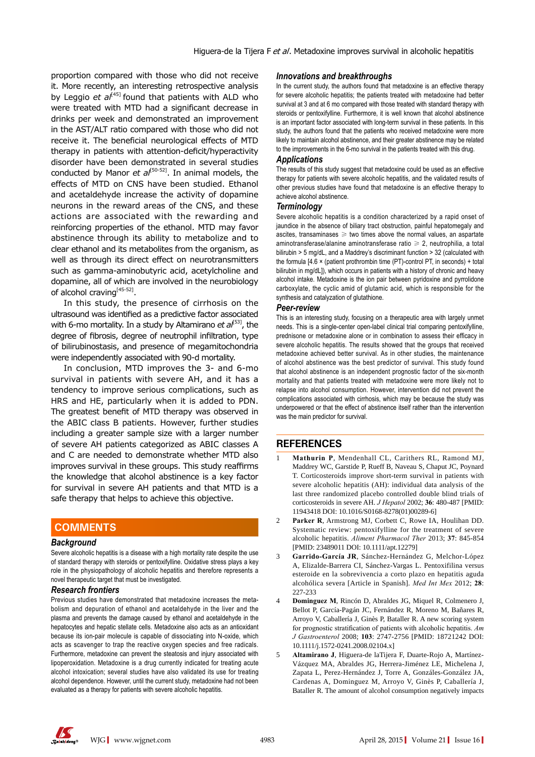proportion compared with those who did not receive it. More recently, an interesting retrospective analysis by Leggio *et al*[45] found that patients with ALD who were treated with MTD had a significant decrease in drinks per week and demonstrated an improvement in the AST/ALT ratio compared with those who did not receive it. The beneficial neurological effects of MTD therapy in patients with attention-deficit/hyperactivity disorder have been demonstrated in several studies conducted by Manor *et al*[50-52]. In animal models, the effects of MTD on CNS have been studied. Ethanol and acetaldehyde increase the activity of dopamine neurons in the reward areas of the CNS, and these actions are associated with the rewarding and reinforcing properties of the ethanol. MTD may favor abstinence through its ability to metabolize and to clear ethanol and its metabolites from the organism, as well as through its direct effect on neurotransmitters such as gamma-aminobutyric acid, acetylcholine and dopamine, all of which are involved in the neurobiology of alcohol craving[45-52].

In this study, the presence of cirrhosis on the ultrasound was identified as a predictive factor associated with 6-mo mortality. In a study by Altamirano *et al*[53], the degree of fibrosis, degree of neutrophil infiltration, type of bilirubinostasis, and presence of megamitochondria were independently associated with 90-d mortality.

In conclusion, MTD improves the 3- and 6-mo survival in patients with severe AH, and it has a tendency to improve serious complications, such as HRS and HE, particularly when it is added to PDN. The greatest benefit of MTD therapy was observed in the ABIC class B patients. However, further studies including a greater sample size with a larger number of severe AH patients categorized as ABIC classes A and C are needed to demonstrate whether MTD also improves survival in these groups. This study reaffirms the knowledge that alcohol abstinence is a key factor for survival in severe AH patients and that MTD is a safe therapy that helps to achieve this objective.

## COMMENTS

### *Background*

Severe alcoholic hepatitis is a disease with a high mortality rate despite the use of standard therapy with steroids or pentoxifylline. Oxidative stress plays a key role in the physiopathology of alcoholic hepatitis and therefore represents a novel therapeutic target that must be investigated.

### *Research frontiers*

Previous studies have demonstrated that metadoxine increases the metabolism and depuration of ethanol and acetaldehyde in the liver and the plasma and prevents the damage caused by ethanol and acetaldehyde in the hepatocytes and hepatic stellate cells. Metadoxine also acts as an antioxidant because its ion-pair molecule is capable of dissociating into N-oxide, which acts as scavenger to trap the reactive oxygen species and free radicals. Furthermore, metadoxine can prevent the steatosis and injury associated with lipoperoxidation. Metadoxine is a drug currently indicated for treating acute alcohol intoxication; several studies have also validated its use for treating alcohol dependence. However, until the current study, metadoxine had not been evaluated as a therapy for patients with severe alcoholic hepatitis.

### *Innovations and breakthroughs*

In the current study, the authors found that metadoxine is an effective therapy for severe alcoholic hepatitis; the patients treated with metadoxine had better survival at 3 and at 6 mo compared with those treated with standard therapy with steroids or pentoxifylline. Furthermore, it is well known that alcohol abstinence is an important factor associated with long-term survival in these patients. In this study, the authors found that the patients who received metadoxine were more likely to maintain alcohol abstinence, and their greater abstinence may be related to the improvements in the 6-mo survival in the patients treated with this drug.

### *Applications*

The results of this study suggest that metadoxine could be used as an effective therapy for patients with severe alcoholic hepatitis, and the validated results of other previous studies have found that metadoxine is an effective therapy to achieve alcohol abstinence.

### *Terminology*

Severe alcoholic hepatitis is a condition characterized by a rapid onset of jaundice in the absence of biliary tract obstruction, painful hepatomegaly and ascites, transaminases $\geqslant$ two times above the normal values, an aspartate aminotransferase/alanine aminotransferase ratio $\geqslant$ 2, neutrophilia, a total bilirubin > 5 mg/dL, and a Maddrey's discriminant function > 32 (calculated with the formula [4.6 × (patient prothrombin time (PT)-control PT, in seconds) + total bilirubin in mg/dL]), which occurs in patients with a history of chronic and heavy alcohol intake. Metadoxine is the ion pair between pyridoxine and pyrrolidone carboxylate, the cyclic amid of glutamic acid, which is responsible for the synthesis and catalyzation of glutathione.

### *Peer-review*

This is an interesting study, focusing on a therapeutic area with largely unmet needs. This is a single-center open-label clinical trial comparing pentoxifylline, prednisone or metadoxine alone or in combination to assess their efficacy in severe alcoholic hepatitis. The results showed that the groups that received metadoxine achieved better survival. As in other studies, the maintenance of alcohol abstinence was the best predictor of survival. This study found that alcohol abstinence is an independent prognostic factor of the six-month mortality and that patients treated with metadoxine were more likely not to relapse into alcohol consumption. However, intervention did not prevent the complications associated with cirrhosis, which may be because the study was underpowered or that the effect of abstinence itself rather than the intervention was the main predictor for survival.

## REFERENCES

1. **Mathurin P**, Mendenhall CL, Carithers RL, Ramond MJ, Maddrey WC, Garstide P, Rueff B, Naveau S, Chaput JC, Poynard T. Corticosteroids improve short-term survival in patients with severe alcoholic hepatitis (AH): individual data analysis of the last three randomized placebo controlled double blind trials of corticosteroids in severe AH. *J Hepatol* 2002; **36**: 480-487 [PMID: 11943418 DOI: 10.1016/S0168-8278(01)00289-6]
2. **Parker R**, Armstrong MJ, Corbett C, Rowe IA, Houlihan DD. Systematic review: pentoxifylline for the treatment of severe alcoholic hepatitis. *Aliment Pharmacol Ther* 2013; **37**: 845-854 [PMID: 23489011 DOI: 10.1111/apt.12279]
3. **Garrido-García JR**, Sánchez-Hernández G, Melchor-López A, Elizalde-Barrera CI, Sánchez-Vargas L. Pentoxifilina versus esteroide en la sobrevivencia a corto plazo en hepatitis aguda alcohólica severa [Article in Spanish]. *Med Int Mex* 2012; **28**: 227-233
4. **Dominguez M**, Rincón D, Abraldes JG, Miquel R, Colmenero J, Bellot P, García-Pagán JC, Fernández R, Moreno M, Bañares R, Arroyo V, Caballería J, Ginès P, Bataller R. A new scoring system for prognostic stratification of patients with alcoholic hepatitis. *Am J Gastroenterol* 2008; **103**: 2747-2756 [PMID: 18721242 DOI: 10.1111/j.1572-0241.2008.02104.x]
5. **Altamirano J**, Higuera-de laTijera F, Duarte-Rojo A, Martínez-Vázquez MA, Abraldes JG, Herrera-Jiménez LE, Michelena J, Zapata L, Perez-Hernández J, Torre A, Gonzáles-González JA, Cardenas A, Dominguez M, Arroyo V, Ginès P, Caballería J, Bataller R. The amount of alcohol consumption negatively impacts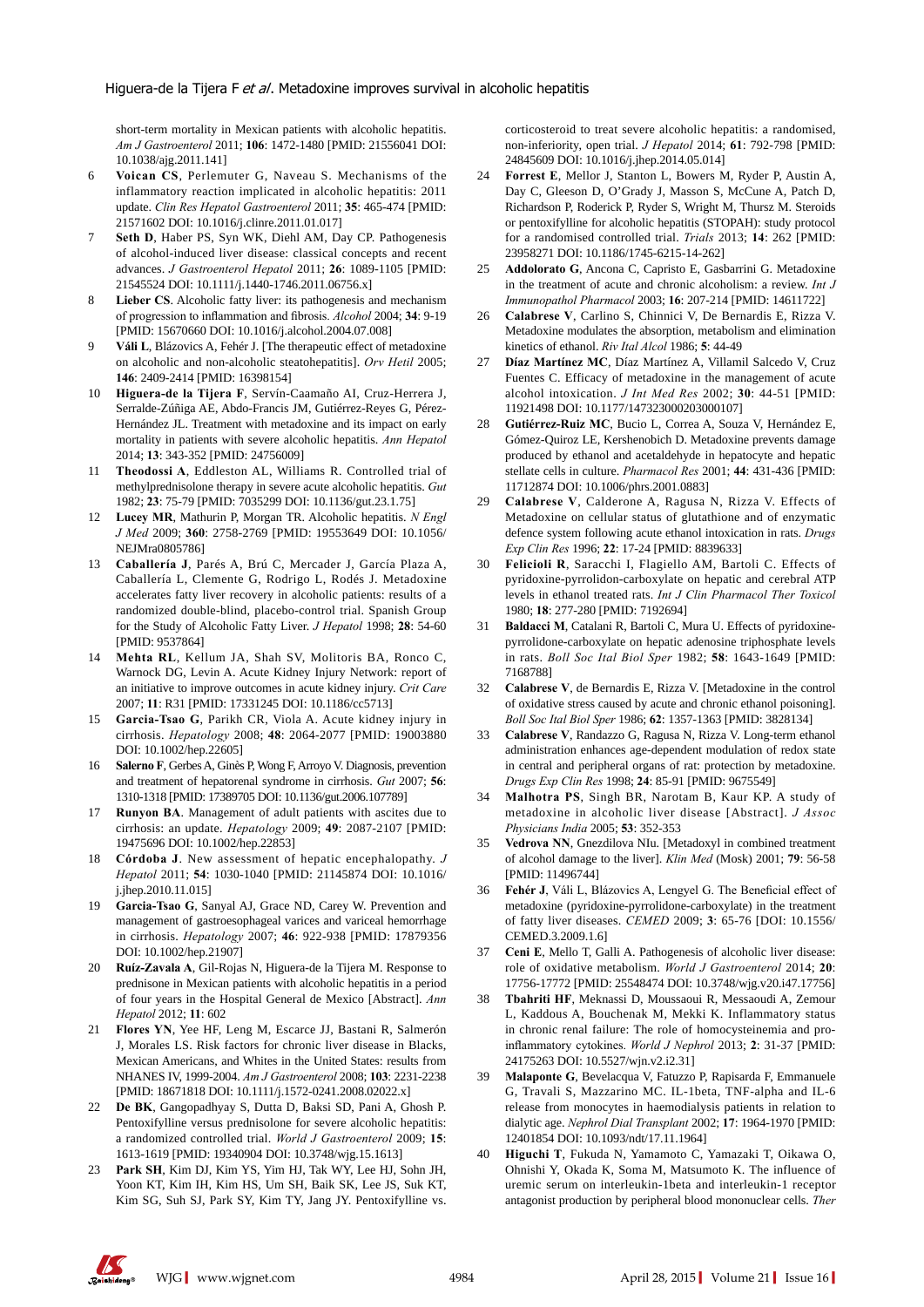short-term mortality in Mexican patients with alcoholic hepatitis. *Am J Gastroenterol* 2011; **106**: 1472-1480 [PMID: 21556041 DOI: 10.1038/ajg.2011.141]

6 **Voican CS**, Perlemuter G, Naveau S. Mechanisms of the inflammatory reaction implicated in alcoholic hepatitis: 2011 update. *Clin Res Hepatol Gastroenterol* 2011; **35**: 465-474 [PMID: 21571602 DOI: 10.1016/j.clinre.2011.01.017]

7 **Seth D**, Haber PS, Syn WK, Diehl AM, Day CP. Pathogenesis of alcohol-induced liver disease: classical concepts and recent advances. *J Gastroenterol Hepatol* 2011; **26**: 1089-1105 [PMID: 21545524 DOI: 10.1111/j.1440-1746.2011.06756.x]

8 **Lieber CS**. Alcoholic fatty liver: its pathogenesis and mechanism of progression to inflammation and fibrosis. *Alcohol* 2004; **34**: 9-19 [PMID: 15670660 DOI: 10.1016/j.alcohol.2004.07.008]

9 **Váli L**, Blázovics A, Fehér J. [The therapeutic effect of metadoxine on alcoholic and non-alcoholic steatohepatitis]. *Orv Hetil* 2005; **146**: 2409-2414 [PMID: 16398154]

10 **Higuera-de la Tijera F**, Servín-Caamaño AI, Cruz-Herrera J, Serralde-Zúñiga AE, Abdo-Francis JM, Gutiérrez-Reyes G, Pérez-Hernández JL. Treatment with metadoxine and its impact on early mortality in patients with severe alcoholic hepatitis. *Ann Hepatol* 2014; **13**: 343-352 [PMID: 24756009]

11 **Theodossi A**, Eddleston AL, Williams R. Controlled trial of methylprednisolone therapy in severe acute alcoholic hepatitis. *Gut* 1982; **23**: 75-79 [PMID: 7035299 DOI: 10.1136/gut.23.1.75]

12 **Lucey MR**, Mathurin P, Morgan TR. Alcoholic hepatitis. *N Engl J Med* 2009; **360**: 2758-2769 [PMID: 19553649 DOI: 10.1056/NEJMra0805786]

13 **Caballería J**, Parés A, Brú C, Mercader J, García Plaza A, Caballería L, Clemente G, Rodrigo L, Rodés J. Metadoxine accelerates fatty liver recovery in alcoholic patients: results of a randomized double-blind, placebo-control trial. Spanish Group for the Study of Alcoholic Fatty Liver. *J Hepatol* 1998; **28**: 54-60 [PMID: 9537864]

14 **Mehta RL**, Kellum JA, Shah SV, Molitoris BA, Ronco C, Warnock DG, Levin A. Acute Kidney Injury Network: report of an initiative to improve outcomes in acute kidney injury. *Crit Care* 2007; **11**: R31 [PMID: 17331245 DOI: 10.1186/cc5713]

15 **Garcia-Tsao G**, Parikh CR, Viola A. Acute kidney injury in cirrhosis. *Hepatology* 2008; **48**: 2064-2077 [PMID: 19003880 DOI: 10.1002/hep.22605]

16 **Salerno F**, Gerbes A, Ginès P, Wong F, Arroyo V. Diagnosis, prevention and treatment of hepatorenal syndrome in cirrhosis. *Gut* 2007; **56**: 1310-1318 [PMID: 17389705 DOI: 10.1136/gut.2006.107789]

17 **Runyon BA**. Management of adult patients with ascites due to cirrhosis: an update. *Hepatology* 2009; **49**: 2087-2107 [PMID: 19475696 DOI: 10.1002/hep.22853]

18 **Córdoba J**. New assessment of hepatic encephalopathy. *J Hepatol* 2011; **54**: 1030-1040 [PMID: 21145874 DOI: 10.1016/j.jhep.2010.11.015]

19 **Garcia-Tsao G**, Sanyal AJ, Grace ND, Carey W. Prevention and management of gastroesophageal varices and variceal hemorrhage in cirrhosis. *Hepatology* 2007; **46**: 922-938 [PMID: 17879356 DOI: 10.1002/hep.21907]

20 **Ruíz-Zavala A**, Gil-Rojas N, Higuera-de la Tijera M. Response to prednisone in Mexican patients with alcoholic hepatitis in a period of four years in the Hospital General de Mexico [Abstract]. *Ann Hepatol* 2012; **11**: 602

21 **Flores YN**, Yee HF, Leng M, Escarce JJ, Bastani R, Salmerón J, Morales LS. Risk factors for chronic liver disease in Blacks, Mexican Americans, and Whites in the United States: results from NHANES IV, 1999-2004. *Am J Gastroenterol* 2008; **103**: 2231-2238 [PMID: 18671818 DOI: 10.1111/j.1572-0241.2008.02022.x]

22 **De BK**, Gangopadhyay S, Dutta D, Baksi SD, Pani A, Ghosh P. Pentoxifylline versus prednisolone for severe alcoholic hepatitis: a randomized controlled trial. *World J Gastroenterol* 2009; **15**: 1613-1619 [PMID: 19340904 DOI: 10.3748/wjg.15.1613]

23 **Park SH**, Kim DJ, Kim YS, Yim HJ, Tak WY, Lee HJ, Sohn JH, Yoon KT, Kim IH, Kim HS, Um SH, Baik SK, Lee JS, Suk KT, Kim SG, Suh SJ, Park SY, Kim TY, Jang JY. Pentoxifylline vs. corticosteroid to treat severe alcoholic hepatitis: a randomised, non-inferiority, open trial. *J Hepatol* 2014; **61**: 792-798 [PMID: 24845609 DOI: 10.1016/j.jhep.2014.05.014]

24 **Forrest E**, Mellor J, Stanton L, Bowers M, Ryder P, Austin A, Day C, Gleeson D, O'Grady J, Masson S, McCune A, Patch D, Richardson P, Roderick P, Ryder S, Wright M, Thursz M. Steroids or pentoxifylline for alcoholic hepatitis (STOPAH): study protocol for a randomised controlled trial. *Trials* 2013; **14**: 262 [PMID: 23958271 DOI: 10.1186/1745-6215-14-262]

25 **Addolorato G**, Ancona C, Capristo E, Gasbarrini G. Metadoxine in the treatment of acute and chronic alcoholism: a review. *Int J Immunopathol Pharmacol* 2003; **16**: 207-214 [PMID: 14611722]

26 **Calabrese V**, Carlino S, Chinnici V, De Bernardis E, Rizza V. Metadoxine modulates the absorption, metabolism and elimination kinetics of ethanol. *Riv Ital Alcol* 1986; **5**: 44-49

27 **Díaz Martínez MC**, Díaz Martínez A, Villamil Salcedo V, Cruz Fuentes C. Efficacy of metadoxine in the management of acute alcohol intoxication. *J Int Med Res* 2002; **30**: 44-51 [PMID: 11921498 DOI: 10.1177/147323000203000107]

28 **Gutiérrez-Ruiz MC**, Bucio L, Correa A, Souza V, Hernández E, Gómez-Quiroz LE, Kershenobich D. Metadoxine prevents damage produced by ethanol and acetaldehyde in hepatocyte and hepatic stellate cells in culture. *Pharmacol Res* 2001; **44**: 431-436 [PMID: 11712874 DOI: 10.1006/phrs.2001.0883]

29 **Calabrese V**, Calderone A, Ragusa N, Rizza V. Effects of Metadoxine on cellular status of glutathione and of enzymatic defence system following acute ethanol intoxication in rats. *Drugs Exp Clin Res* 1996; **22**: 17-24 [PMID: 8839633]

30 **Felicioli R**, Saracchi I, Flagiello AM, Bartoli C. Effects of pyridoxine-pyrrolidon-carboxylate on hepatic and cerebral ATP levels in ethanol treated rats. *Int J Clin Pharmacol Ther Toxicol* 1980; **18**: 277-280 [PMID: 7192694]

31 **Baldacci M**, Catalani R, Bartoli C, Mura U. Effects of pyridoxine-pyrrolidone-carboxylate on hepatic adenosine triphosphate levels in rats. *Boll Soc Ital Biol Sper* 1982; **58**: 1643-1649 [PMID: 7168788]

32 **Calabrese V**, de Bernardis E, Rizza V. [Metadoxine in the control of oxidative stress caused by acute and chronic ethanol poisoning]. *Boll Soc Ital Biol Sper* 1986; **62**: 1357-1363 [PMID: 3828134]

33 **Calabrese V**, Randazzo G, Ragusa N, Rizza V. Long-term ethanol administration enhances age-dependent modulation of redox state in central and peripheral organs of rat: protection by metadoxine. *Drugs Exp Clin Res* 1998; **24**: 85-91 [PMID: 9675549]

34 **Malhotra PS**, Singh BR, Narotam B, Kaur KP. A study of metadoxine in alcoholic liver disease [Abstract]. *J Assoc Physicians India* 2005; **53**: 352-353

35 **Vedrova NN**, Gnezdilova NIu. [Metadoxyl in combined treatment of alcohol damage to the liver]. *Klin Med (Mosk)* 2001; **79**: 56-58 [PMID: 11496744]

36 **Fehér J**, Váli L, Blázovics A, Lengyel G. The Beneficial effect of metadoxine (pyridoxine-pyrrolidone-carboxylate) in the treatment of fatty liver diseases. *CEMED* 2009; **3**: 65-76 [DOI: 10.1556/CEMED.3.2009.1.6]

37 **Ceni E**, Mello T, Galli A. Pathogenesis of alcoholic liver disease: role of oxidative metabolism. *World J Gastroenterol* 2014; **20**: 17756-17772 [PMID: 25548474 DOI: 10.3748/wjg.v20.i47.17756]

38 **Tbahriti HF**, Meknassi D, Moussaoui R, Messaoudi A, Zemour L, Kaddous A, Bouchenak M, Mekki K. Inflammatory status in chronic renal failure: The role of homocysteinemia and pro-inflammatory cytokines. *World J Nephrol* 2013; **2**: 31-37 [PMID: 24175263 DOI: 10.5527/wjn.v2.i2.31]

39 **Malaponte G**, Bevelacqua V, Fatuzzo P, Rapisarda F, Emmanuele G, Travali S, Mazzarino MC. IL-1beta, TNF-alpha and IL-6 release from monocytes in haemodialysis patients in relation to dialytic age. *Nephrol Dial Transplant* 2002; **17**: 1964-1970 [PMID: 12401854 DOI: 10.1093/ndt/17.11.1964]

40 **Higuchi T**, Fukuda N, Yamamoto C, Yamazaki T, Oikawa O, Ohnishi Y, Okada K, Soma M, Matsumoto K. The influence of uremic serum on interleukin-1beta and interleukin-1 receptor antagonist production by peripheral blood mononuclear cells. *Ther*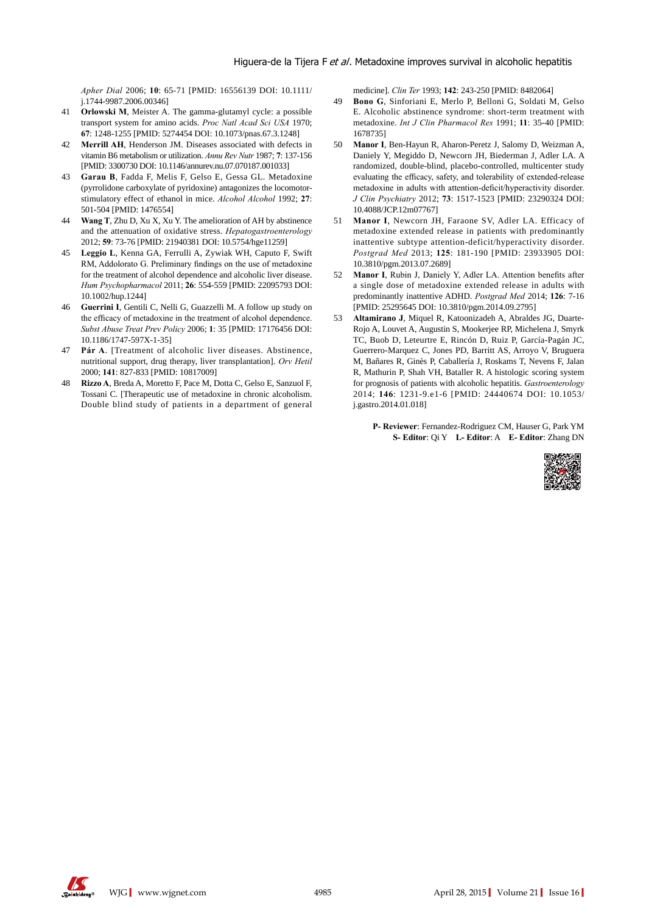*Apher Dial* 2006; **10**: 65-71 [PMID: 16556139 DOI: 10.1111/j.1744-9987.2006.00346]

41 **Orlowski M**, Meister A. The gamma-glutamyl cycle: a possible transport system for amino acids. *Proc Natl Acad Sci USA* 1970; **67**: 1248-1255 [PMID: 5274454 DOI: 10.1073/pnas.67.3.1248]

42 **Merrill AH**, Henderson JM. Diseases associated with defects in vitamin B6 metabolism or utilization. *Annu Rev Nutr* 1987; **7**: 137-156 [PMID: 3300730 DOI: 10.1146/annurev.nu.07.070187.001033]

43 **Garau B**, Fadda F, Melis F, Gelso E, Gessa GL. Metadoxine (pyrrolidone carboxylate of pyridoxine) antagonizes the locomotor-stimulatory effect of ethanol in mice. *Alcohol Alcohol* 1992; **27**: 501-504 [PMID: 1476554]

44 **Wang T**, Zhu D, Xu X, Xu Y. The amelioration of AH by abstinence and the attenuation of oxidative stress. *Hepatogastroenterology* 2012; **59**: 73-76 [PMID: 21940381 DOI: 10.5754/hge11259]

45 **Leggio L**, Kenna GA, Ferrulli A, Zywiak WH, Caputo F, Swift RM, Addolorato G. Preliminary findings on the use of metadoxine for the treatment of alcohol dependence and alcoholic liver disease. *Hum Psychopharmacol* 2011; **26**: 554-559 [PMID: 22095793 DOI: 10.1002/hup.1244]

46 **Guerrini I**, Gentili C, Nelli G, Guazzelli M. A follow up study on the efficacy of metadoxine in the treatment of alcohol dependence. *Subst Abuse Treat Prev Policy* 2006; **1**: 35 [PMID: 17176456 DOI: 10.1186/1747-597X-1-35]

47 **Pár A**. [Treatment of alcoholic liver diseases. Abstinence, nutritional support, drug therapy, liver transplantation]. *Orv Hetil* 2000; **141**: 827-833 [PMID: 10817009]

48 **Rizzo A**, Breda A, Moretto F, Pace M, Dotta C, Gelso E, Sanzuol F, Tossani C. [Therapeutic use of metadoxine in chronic alcoholism. Double blind study of patients in a department of general medicine]. *Clin Ter* 1993; **142**: 243-250 [PMID: 8482064]

49 **Bono G**, Sinforiani E, Merlo P, Belloni G, Soldati M, Gelso E. Alcoholic abstinence syndrome: short-term treatment with metadoxine. *Int J Clin Pharmacol Res* 1991; **11**: 35-40 [PMID: 1678735]

50 **Manor I**, Ben-Hayun R, Aharon-Peretz J, Salomy D, Weizman A, Daniely Y, Megiddo D, Newcorn JH, Biederman J, Adler LA. A randomized, double-blind, placebo-controlled, multicenter study evaluating the efficacy, safety, and tolerability of extended-release metadoxine in adults with attention-deficit/hyperactivity disorder. *J Clin Psychiatry* 2012; **73**: 1517-1523 [PMID: 23290324 DOI: 10.4088/JCP.12m07767]

51 **Manor I**, Newcorn JH, Faraone SV, Adler LA. Efficacy of metadoxine extended release in patients with predominantly inattentive subtype attention-deficit/hyperactivity disorder. *Postgrad Med* 2013; **125**: 181-190 [PMID: 23933905 DOI: 10.3810/pgm.2013.07.2689]

52 **Manor I**, Rubin J, Daniely Y, Adler LA. Attention benefits after a single dose of metadoxine extended release in adults with predominantly inattentive ADHD. *Postgrad Med* 2014; **126**: 7-16 [PMID: 25295645 DOI: 10.3810/pgm.2014.09.2795]

53 **Altamirano J**, Miquel R, Katoonizadeh A, Abraldes JG, Duarte-Rojo A, Louvet A, Augustin S, Mookerjee RP, Michelena J, Smyrk TC, Buob D, Leteurtre E, Rincón D, Ruiz P, García-Pagán JC, Guerrero-Marquez C, Jones PD, Barritt AS, Arroyo V, Bruguera M, Bañares R, Ginès P, Caballería J, Roskams T, Nevens F, Jalan R, Mathurin P, Shah VH, Bataller R. A histologic scoring system for prognosis of patients with alcoholic hepatitis. *Gastroenterology* 2014; **146**: 1231-9.e1-6 [PMID: 24440674 DOI: 10.1053/j.gastro.2014.01.018]

**P- Reviewer**: Fernandez-Rodriguez CM, Hauser G, Park YM
**S- Editor**: Qi Y **L- Editor**: A **E- Editor**: Zhang DN